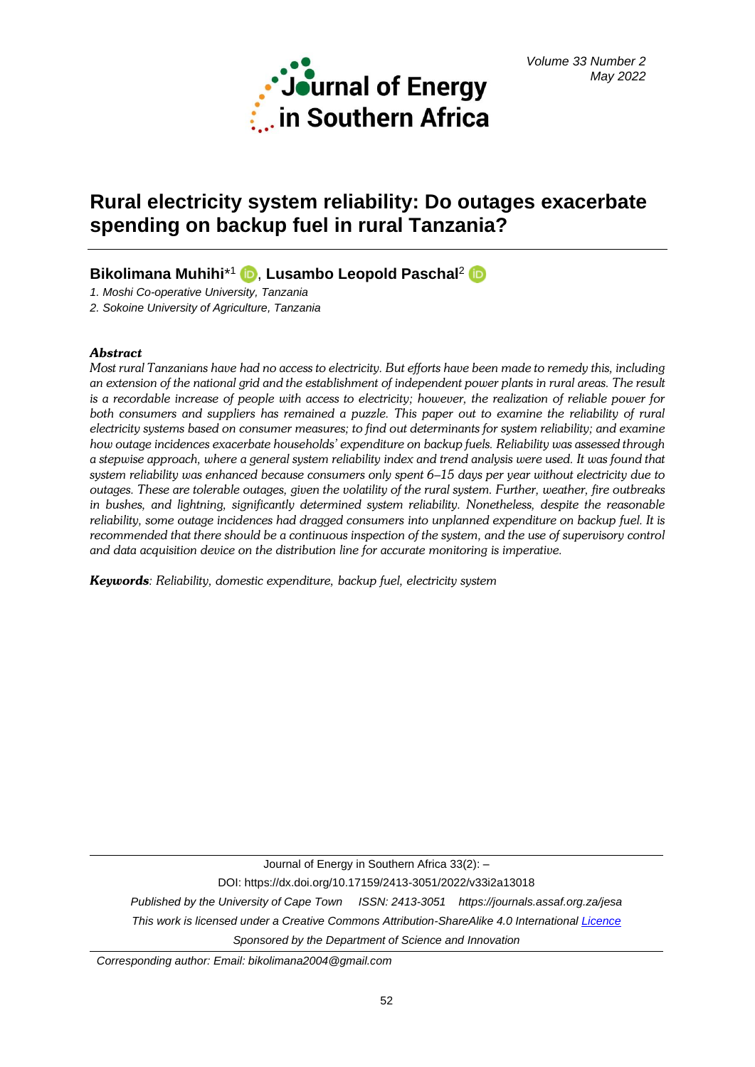# Rural electricity system reliability: Do outages exacerbate spending on backup fuel in rural Tanzania?

**Bikolimana Muhihi**\*[1], **Lusambo Leopold Paschal**[2]

1. Moshi Co-operative University, Tanzania
2. Sokoine University of Agriculture, Tanzania

***Abstract***

*Most rural Tanzanians have had no access to electricity. But efforts have been made to remedy this, including an extension of the national grid and the establishment of independent power plants in rural areas. The result is a recordable increase of people with access to electricity; however, the realization of reliable power for both consumers and suppliers has remained a puzzle. This paper out to examine the reliability of rural electricity systems based on consumer measures; to find out determinants for system reliability; and examine how outage incidences exacerbate households' expenditure on backup fuels. Reliability was assessed through a stepwise approach, where a general system reliability index and trend analysis were used. It was found that system reliability was enhanced because consumers only spent 6–15 days per year without electricity due to outages. These are tolerable outages, given the volatility of the rural system. Further, weather, fire outbreaks in bushes, and lightning, significantly determined system reliability. Nonetheless, despite the reasonable reliability, some outage incidences had dragged consumers into unplanned expenditure on backup fuel. It is recommended that there should be a continuous inspection of the system, and the use of supervisory control and data acquisition device on the distribution line for accurate monitoring is imperative.*

***Keywords***: *Reliability, domestic expenditure, backup fuel, electricity system*

Journal of Energy in Southern Africa 33(2): –

DOI: https://dx.doi.org/10.17159/2413-3051/2022/v33i2a13018

*Published by the University of Cape Town ISSN: 2413-3051 https://journals.assaf.org.za/jesa*

*This work is licensed under a Creative Commons Attribution-ShareAlike 4.0 International Licence*

*Sponsored by the Department of Science and Innovation*

*Corresponding author: Email: bikolimana2004@gmail.com*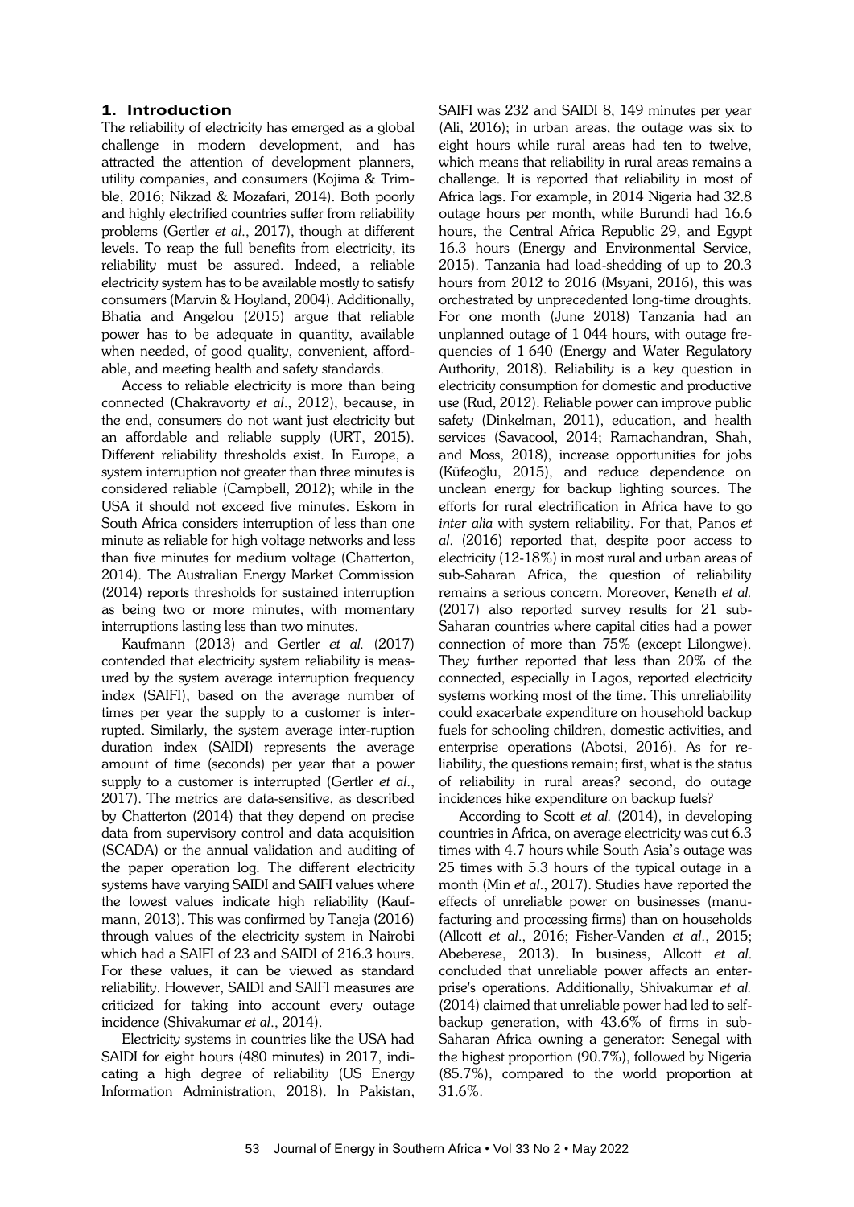## 1. Introduction

The reliability of electricity has emerged as a global challenge in modern development, and has attracted the attention of development planners, utility companies, and consumers (Kojima & Trimble, 2016; Nikzad & Mozafari, 2014). Both poorly and highly electrified countries suffer from reliability problems (Gertler *et al*., 2017), though at different levels. To reap the full benefits from electricity, its reliability must be assured. Indeed, a reliable electricity system has to be available mostly to satisfy consumers (Marvin & Hoyland, 2004). Additionally, Bhatia and Angelou (2015) argue that reliable power has to be adequate in quantity, available when needed, of good quality, convenient, affordable, and meeting health and safety standards.

Access to reliable electricity is more than being connected (Chakravorty *et al*., 2012), because, in the end, consumers do not want just electricity but an affordable and reliable supply (URT, 2015). Different reliability thresholds exist. In Europe, a system interruption not greater than three minutes is considered reliable (Campbell, 2012); while in the USA it should not exceed five minutes. Eskom in South Africa considers interruption of less than one minute as reliable for high voltage networks and less than five minutes for medium voltage (Chatterton, 2014). The Australian Energy Market Commission (2014) reports thresholds for sustained interruption as being two or more minutes, with momentary interruptions lasting less than two minutes.

Kaufmann (2013) and Gertler *et al.* (2017) contended that electricity system reliability is measured by the system average interruption frequency index (SAIFI), based on the average number of times per year the supply to a customer is interrupted. Similarly, the system average inter-ruption duration index (SAIDI) represents the average amount of time (seconds) per year that a power supply to a customer is interrupted (Gertler *et al*., 2017). The metrics are data-sensitive, as described by Chatterton (2014) that they depend on precise data from supervisory control and data acquisition (SCADA) or the annual validation and auditing of the paper operation log. The different electricity systems have varying SAIDI and SAIFI values where the lowest values indicate high reliability (Kaufmann, 2013). This was confirmed by Taneja (2016) through values of the electricity system in Nairobi which had a SAIFI of 23 and SAIDI of 216.3 hours. For these values, it can be viewed as standard reliability. However, SAIDI and SAIFI measures are criticized for taking into account every outage incidence (Shivakumar *et al*., 2014).

Electricity systems in countries like the USA had SAIDI for eight hours (480 minutes) in 2017, indicating a high degree of reliability (US Energy Information Administration, 2018). In Pakistan, SAIFI was 232 and SAIDI 8, 149 minutes per year (Ali, 2016); in urban areas, the outage was six to eight hours while rural areas had ten to twelve, which means that reliability in rural areas remains a challenge. It is reported that reliability in most of Africa lags. For example, in 2014 Nigeria had 32.8 outage hours per month, while Burundi had 16.6 hours, the Central Africa Republic 29, and Egypt 16.3 hours (Energy and Environmental Service, 2015). Tanzania had load-shedding of up to 20.3 hours from 2012 to 2016 (Msyani, 2016), this was orchestrated by unprecedented long-time droughts. For one month (June 2018) Tanzania had an unplanned outage of 1 044 hours, with outage frequencies of 1 640 (Energy and Water Regulatory Authority, 2018). Reliability is a key question in electricity consumption for domestic and productive use (Rud, 2012). Reliable power can improve public safety (Dinkelman, 2011), education, and health services (Savacool, 2014; Ramachandran, Shah, and Moss, 2018), increase opportunities for jobs (Küfeoğlu, 2015), and reduce dependence on unclean energy for backup lighting sources. The efforts for rural electrification in Africa have to go *inter alia* with system reliability. For that, Panos *et al*. (2016) reported that, despite poor access to electricity (12-18%) in most rural and urban areas of sub-Saharan Africa, the question of reliability remains a serious concern. Moreover, Keneth *et al.* (2017) also reported survey results for 21 sub-Saharan countries where capital cities had a power connection of more than 75% (except Lilongwe). They further reported that less than 20% of the connected, especially in Lagos, reported electricity systems working most of the time. This unreliability could exacerbate expenditure on household backup fuels for schooling children, domestic activities, and enterprise operations (Abotsi, 2016). As for reliability, the questions remain; first, what is the status of reliability in rural areas? second, do outage incidences hike expenditure on backup fuels?

According to Scott *et al.* (2014), in developing countries in Africa, on average electricity was cut 6.3 times with 4.7 hours while South Asia's outage was 25 times with 5.3 hours of the typical outage in a month (Min *et al*., 2017). Studies have reported the effects of unreliable power on businesses (manufacturing and processing firms) than on households (Allcott *et al*., 2016; Fisher-Vanden *et al*., 2015; Abeberese, 2013). In business, Allcott *et al*. concluded that unreliable power affects an enterprise's operations. Additionally, Shivakumar *et al.* (2014) claimed that unreliable power had led to self-backup generation, with 43.6% of firms in sub-Saharan Africa owning a generator: Senegal with the highest proportion (90.7%), followed by Nigeria (85.7%), compared to the world proportion at 31.6%.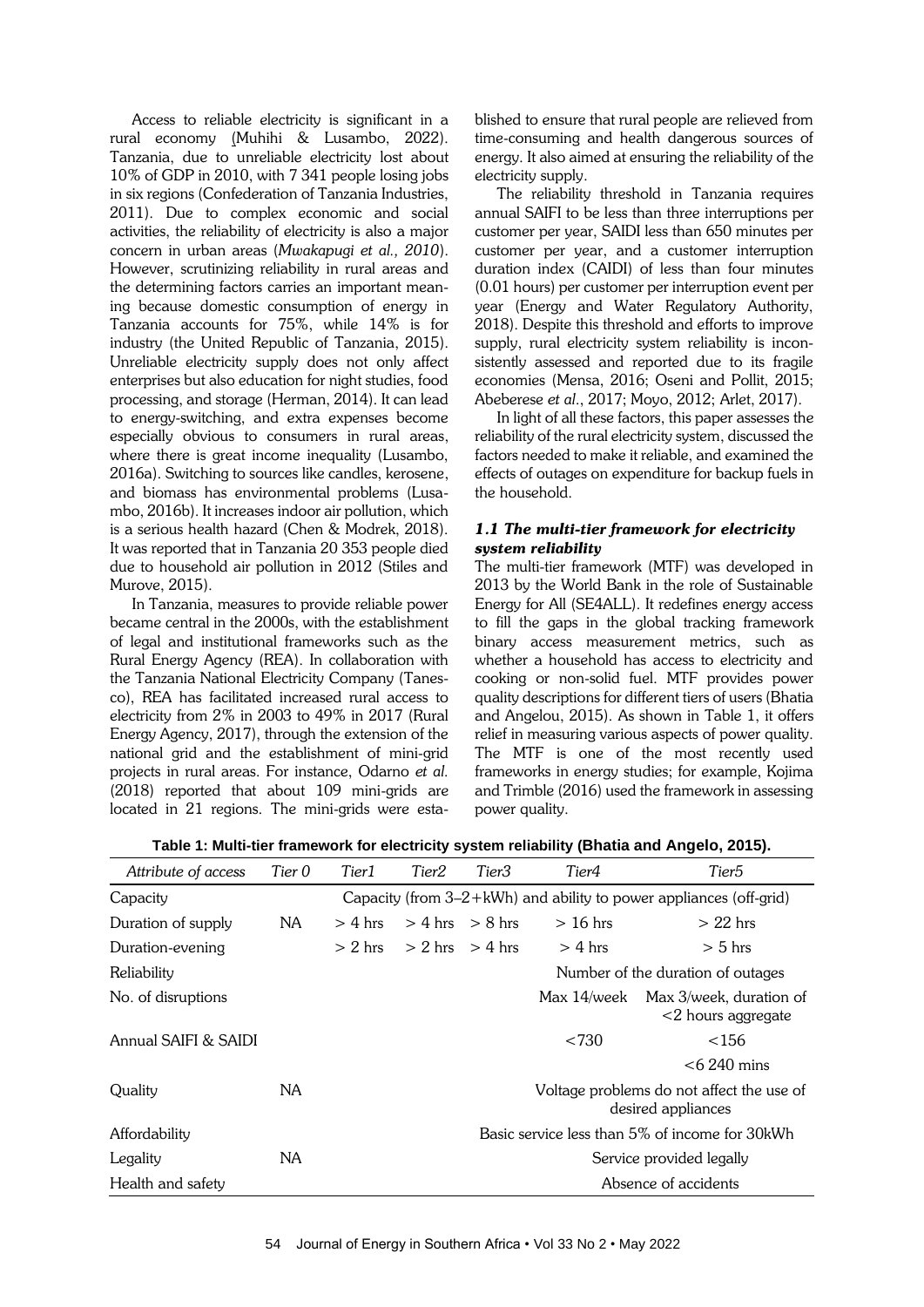Access to reliable electricity is significant in a rural economy (Muhihi & Lusambo, 2022). Tanzania, due to unreliable electricity lost about 10% of GDP in 2010, with 7 341 people losing jobs in six regions (Confederation of Tanzania Industries, 2011). Due to complex economic and social activities, the reliability of electricity is also a major concern in urban areas (*Mwakapugi et al., 2010*). However, scrutinizing reliability in rural areas and the determining factors carries an important meaning because domestic consumption of energy in Tanzania accounts for 75%, while 14% is for industry (the United Republic of Tanzania, 2015). Unreliable electricity supply does not only affect enterprises but also education for night studies, food processing, and storage (Herman, 2014). It can lead to energy-switching, and extra expenses become especially obvious to consumers in rural areas, where there is great income inequality (Lusambo, 2016a). Switching to sources like candles, kerosene, and biomass has environmental problems (Lusambo, 2016b). It increases indoor air pollution, which is a serious health hazard (Chen & Modrek, 2018). It was reported that in Tanzania 20 353 people died due to household air pollution in 2012 (Stiles and Murove, 2015).

In Tanzania, measures to provide reliable power became central in the 2000s, with the establishment of legal and institutional frameworks such as the Rural Energy Agency (REA). In collaboration with the Tanzania National Electricity Company (Tanesco), REA has facilitated increased rural access to electricity from 2% in 2003 to 49% in 2017 (Rural Energy Agency, 2017), through the extension of the national grid and the establishment of mini-grid projects in rural areas. For instance, Odarno *et al.* (2018) reported that about 109 mini-grids are located in 21 regions. The mini-grids were established to ensure that rural people are relieved from time-consuming and health dangerous sources of energy. It also aimed at ensuring the reliability of the electricity supply.

The reliability threshold in Tanzania requires annual SAIFI to be less than three interruptions per customer per year, SAIDI less than 650 minutes per customer per year, and a customer interruption duration index (CAIDI) of less than four minutes (0.01 hours) per customer per interruption event per year (Energy and Water Regulatory Authority, 2018). Despite this threshold and efforts to improve supply, rural electricity system reliability is inconsistently assessed and reported due to its fragile economies (Mensa, 2016; Oseni and Pollit, 2015; Abeberese *et al*., 2017; Moyo, 2012; Arlet, 2017).

In light of all these factors, this paper assesses the reliability of the rural electricity system, discussed the factors needed to make it reliable, and examined the effects of outages on expenditure for backup fuels in the household.

### *1.1 The multi-tier framework for electricity system reliability*

The multi-tier framework (MTF) was developed in 2013 by the World Bank in the role of Sustainable Energy for All (SE4ALL). It redefines energy access to fill the gaps in the global tracking framework binary access measurement metrics, such as whether a household has access to electricity and cooking or non-solid fuel. MTF provides power quality descriptions for different tiers of users (Bhatia and Angelou, 2015). As shown in Table 1, it offers relief in measuring various aspects of power quality. The MTF is one of the most recently used frameworks in energy studies; for example, Kojima and Trimble (2016) used the framework in assessing power quality.

**Table 1: Multi-tier framework for electricity system reliability (Bhatia and Angelo, 2015).**

| *Attribute of access* | *Tier 0* | *Tier1* | *Tier2* | *Tier3* | *Tier4* | *Tier5* |
|---|---|---|---|---|---|---|
| Capacity | | Capacity (from 3–2+kWh) and ability to power appliances (off-grid) | | | | |
| Duration of supply | NA | > 4 hrs | > 4 hrs | > 8 hrs | > 16 hrs | > 22 hrs |
| Duration-evening | | > 2 hrs | > 2 hrs | > 4 hrs | > 4 hrs | > 5 hrs |
| Reliability | | | | | Number of the duration of outages | |
| No. of disruptions | | | | | Max 14/week | Max 3/week, duration of <2 hours aggregate |
| Annual SAIFI & SAIDI | | | | | <730 | <156 |
| | | | | | | <6 240 mins |
| Quality | NA | | | | Voltage problems do not affect the use of desired appliances | |
| Affordability | | | | | Basic service less than 5% of income for 30kWh | |
| Legality | NA | | | | Service provided legally | |
| Health and safety | | | | | Absence of accidents | |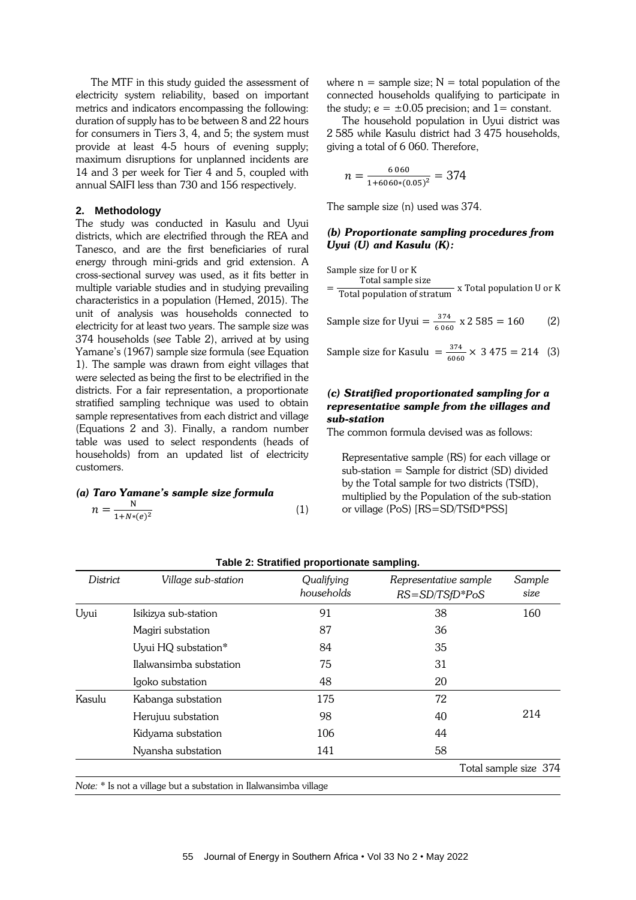The MTF in this study guided the assessment of electricity system reliability, based on important metrics and indicators encompassing the following: duration of supply has to be between 8 and 22 hours for consumers in Tiers 3, 4, and 5; the system must provide at least 4-5 hours of evening supply; maximum disruptions for unplanned incidents are 14 and 3 per week for Tier 4 and 5, coupled with annual SAIFI less than 730 and 156 respectively.

## 2. Methodology

The study was conducted in Kasulu and Uyui districts, which are electrified through the REA and Tanesco, and are the first beneficiaries of rural energy through mini-grids and grid extension. A cross-sectional survey was used, as it fits better in multiple variable studies and in studying prevailing characteristics in a population (Hemed, 2015). The unit of analysis was households connected to electricity for at least two years. The sample size was 374 households (see Table 2), arrived at by using Yamane's (1967) sample size formula (see Equation 1). The sample was drawn from eight villages that were selected as being the first to be electrified in the districts. For a fair representation, a proportionate stratified sampling technique was used to obtain sample representatives from each district and village (Equations 2 and 3). Finally, a random number table was used to select respondents (heads of households) from an updated list of electricity customers.

### *(a) Taro Yamane's sample size formula*

$$n = \frac{N}{1+N*(e)^2} \tag{1}$$

where n = sample size; N = total population of the connected households qualifying to participate in the study; e = ±0.05 precision; and 1= constant.

The household population in Uyui district was 2 585 while Kasulu district had 3 475 households, giving a total of 6 060. Therefore,

$$n = \frac{6\,060}{1+6060*(0.05)^2} = 374$$

The sample size (n) used was 374.

### *(b) Proportionate sampling procedures from Uyui (U) and Kasulu (K):*

$$\text{Sample size for U or K} = \frac{\text{Total sample size}}{\text{Total population of stratum}} \text{ x Total population U or K}$$

$$\text{Sample size for Uyui} = \frac{374}{6\,060} \text{ x } 2\,585 = 160 \tag{2}$$

$$\text{Sample size for Kasulu} = \frac{374}{6060} \times 3\,475 = 214 \tag{3}$$

### *(c) Stratified proportionated sampling for a representative sample from the villages and sub-station*

The common formula devised was as follows:

> Representative sample (RS) for each village or sub-station = Sample for district (SD) divided by the Total sample for two districts (TSfD), multiplied by the Population of the sub-station or village (PoS) [RS=SD/TSfD*PSS]

**Table 2: Stratified proportionate sampling.**

| *District* | *Village sub-station* | *Qualifying households* | *Representative sample RS=SD/TSfD*PoS* | *Sample size* |
|---|---|---|---|---|
| Uyui | Isikizya sub-station | 91 | 38 | 160 |
| | Magiri substation | 87 | 36 | |
| | Uyui HQ substation* | 84 | 35 | |
| | Ilalwansimba substation | 75 | 31 | |
| | Igoko substation | 48 | 20 | |
| Kasulu | Kabanga substation | 175 | 72 | 214 |
| | Herujuu substation | 98 | 40 | |
| | Kidyama substation | 106 | 44 | |
| | Nyansha substation | 141 | 58 | |
| | | | Total sample size | 374 |

*Note:* * Is not a village but a substation in Ilalwansimba village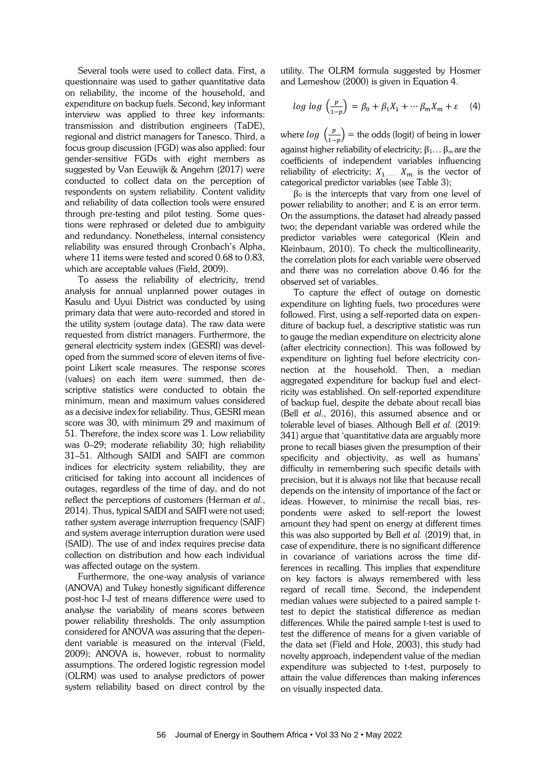Several tools were used to collect data. First, a questionnaire was used to gather quantitative data on reliability, the income of the household, and expenditure on backup fuels. Second, key informant interview was applied to three key informants: transmission and distribution engineers (TaDE), regional and district managers for Tanesco. Third, a focus group discussion (FGD) was also applied: four gender-sensitive FGDs with eight members as suggested by Van Eeuwijk & Angehrn (2017) were conducted to collect data on the perception of respondents on system reliability. Content validity and reliability of data collection tools were ensured through pre-testing and pilot testing. Some questions were rephrased or deleted due to ambiguity and redundancy. Nonetheless, internal consistency reliability was ensured through Cronbach's Alpha, where 11 items were tested and scored 0.68 to 0.83, which are acceptable values (Field, 2009).

To assess the reliability of electricity, trend analysis for annual unplanned power outages in Kasulu and Uyui District was conducted by using primary data that were auto-recorded and stored in the utility system (outage data). The raw data were requested from district managers. Furthermore, the general electricity system index (GESRI) was developed from the summed score of eleven items of five-point Likert scale measures. The response scores (values) on each item were summed, then descriptive statistics were conducted to obtain the minimum, mean and maximum values considered as a decisive index for reliability. Thus, GESRI mean score was 30, with minimum 29 and maximum of 51. Therefore, the index score was 1. Low reliability was 0–29; moderate reliability 30; high reliability 31–51. Although SAIDI and SAIFI are common indices for electricity system reliability, they are criticised for taking into account all incidences of outages, regardless of the time of day, and do not reflect the perceptions of customers (Herman *et al.*, 2014). Thus, typical SAIDI and SAIFI were not used; rather system average interruption frequency (SAIF) and system average interruption duration were used (SAID). The use of and index requires precise data collection on distribution and how each individual was affected outage on the system.

Furthermore, the one-way analysis of variance (ANOVA) and Tukey honestly significant difference post-hoc I-J test of means difference were used to analyse the variability of means scores between power reliability thresholds. The only assumption considered for ANOVA was assuring that the dependent variable is measured on the interval (Field, 2009); ANOVA is, however, robust to normality assumptions. The ordered logistic regression model (OLRM) was used to analyse predictors of power system reliability based on direct control by the utility. The OLRM formula suggested by Hosmer and Lemeshow (2000) is given in Equation 4.

$$log\ log\ \left(\frac{p}{1-p}\right) = \beta_0 + \beta_1 X_1 + \cdots \beta_m X_m + \varepsilon \quad (4)$$

where $log\ \left(\frac{p}{1-p}\right)$ = the odds (logit) of being in lower against higher reliability of electricity; $\beta_1 \ldots \beta_m$ are the coefficients of independent variables influencing reliability of electricity; $X_{1 \ldots\ldots}\ X_{m,}$ is the vector of categorical predictor variables (see Table 3);

$\beta_0$ is the intercepts that vary from one level of power reliability to another; and $\varepsilon$ is an error term. On the assumptions, the dataset had already passed two; the dependant variable was ordered while the predictor variables were categorical (Klein and Kleinbaum, 2010). To check the multicollinearity, the correlation plots for each variable were observed and there was no correlation above 0.46 for the observed set of variables.

To capture the effect of outage on domestic expenditure on lighting fuels, two procedures were followed. First, using a self-reported data on expenditure of backup fuel, a descriptive statistic was run to gauge the median expenditure on electricity alone (after electricity connection). This was followed by expenditure on lighting fuel before electricity connection at the household. Then, a median aggregated expenditure for backup fuel and electricity was established. On self-reported expenditure of backup fuel, despite the debate about recall bias (Bell *et al.*, 2016), this assumed absence and or tolerable level of biases. Although Bell *et al.* (2019: 341) argue that 'quantitative data are arguably more prone to recall biases given the presumption of their specificity and objectivity, as well as humans' difficulty in remembering such specific details with precision, but it is always not like that because recall depends on the intensity of importance of the fact or ideas. However, to minimise the recall bias, respondents were asked to self-report the lowest amount they had spent on energy at different times this was also supported by Bell *et al.* (2019) that, in case of expenditure, there is no significant difference in covariance of variations across the time differences in recalling. This implies that expenditure on key factors is always remembered with less regard of recall time. Second, the independent median values were subjected to a paired sample t-test to depict the statistical difference as median differences. While the paired sample t-test is used to test the difference of means for a given variable of the data set (Field and Hole, 2003), this study had novelty approach, independent value of the median expenditure was subjected to t-test, purposely to attain the value differences than making inferences on visually inspected data.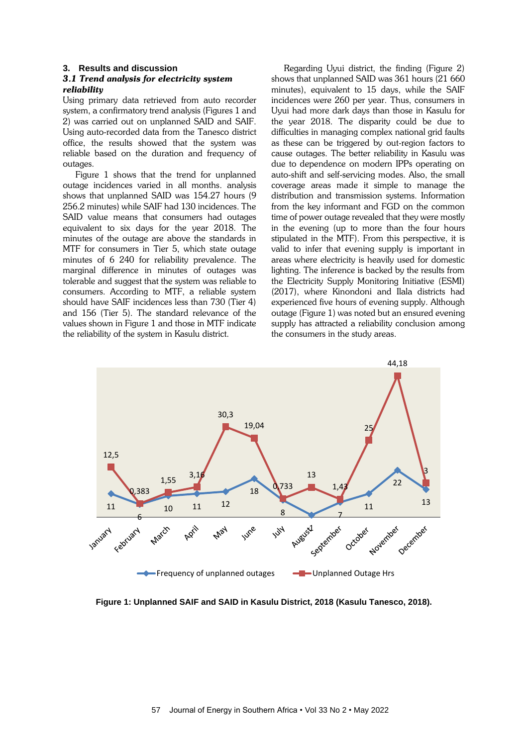## 3. Results and discussion

### *3.1 Trend analysis for electricity system reliability*

Using primary data retrieved from auto recorder system, a confirmatory trend analysis (Figures 1 and 2) was carried out on unplanned SAID and SAIF. Using auto-recorded data from the Tanesco district office, the results showed that the system was reliable based on the duration and frequency of outages.

Figure 1 shows that the trend for unplanned outage incidences varied in all months. analysis shows that unplanned SAID was 154.27 hours (9 256.2 minutes) while SAIF had 130 incidences. The SAID value means that consumers had outages equivalent to six days for the year 2018. The minutes of the outage are above the standards in MTF for consumers in Tier 5, which state outage minutes of 6 240 for reliability prevalence. The marginal difference in minutes of outages was tolerable and suggest that the system was reliable to consumers. According to MTF, a reliable system should have SAIF incidences less than 730 (Tier 4) and 156 (Tier 5). The standard relevance of the values shown in Figure 1 and those in MTF indicate the reliability of the system in Kasulu district.

Regarding Uyui district, the finding (Figure 2) shows that unplanned SAID was 361 hours (21 660 minutes), equivalent to 15 days, while the SAIF incidences were 260 per year. Thus, consumers in Uyui had more dark days than those in Kasulu for the year 2018. The disparity could be due to difficulties in managing complex national grid faults as these can be triggered by out-region factors to cause outages. The better reliability in Kasulu was due to dependence on modern IPPs operating on auto-shift and self-servicing modes. Also, the small coverage areas made it simple to manage the distribution and transmission systems. Information from the key informant and FGD on the common time of power outage revealed that they were mostly in the evening (up to more than the four hours stipulated in the MTF). From this perspective, it is valid to infer that evening supply is important in areas where electricity is heavily used for domestic lighting. The inference is backed by the results from the Electricity Supply Monitoring Initiative (ESMI) (2017), where Kinondoni and Ilala districts had experienced five hours of evening supply. Although outage (Figure 1) was noted but an ensured evening supply has attracted a reliability conclusion among the consumers in the study areas.

| Month | Frequency of unplanned outages | Unplanned Outage Hrs |
|---|---|---|
| January | 11 | 12,5 |
| February | 6 | 0,383 |
| March | 10 | 1,55 |
| April | 11 | 3,16 |
| May | 12 | 30,3 |
| June | 18 | 19,04 |
| July | 8 | 0,733 |
| August | 2 | 13 |
| September | 7 | 1,43 |
| October | 11 | 25 |
| November | 22 | 44,18 |
| December | 13 | 3 |

**Figure 1: Unplanned SAIF and SAID in Kasulu District, 2018 (Kasulu Tanesco, 2018).**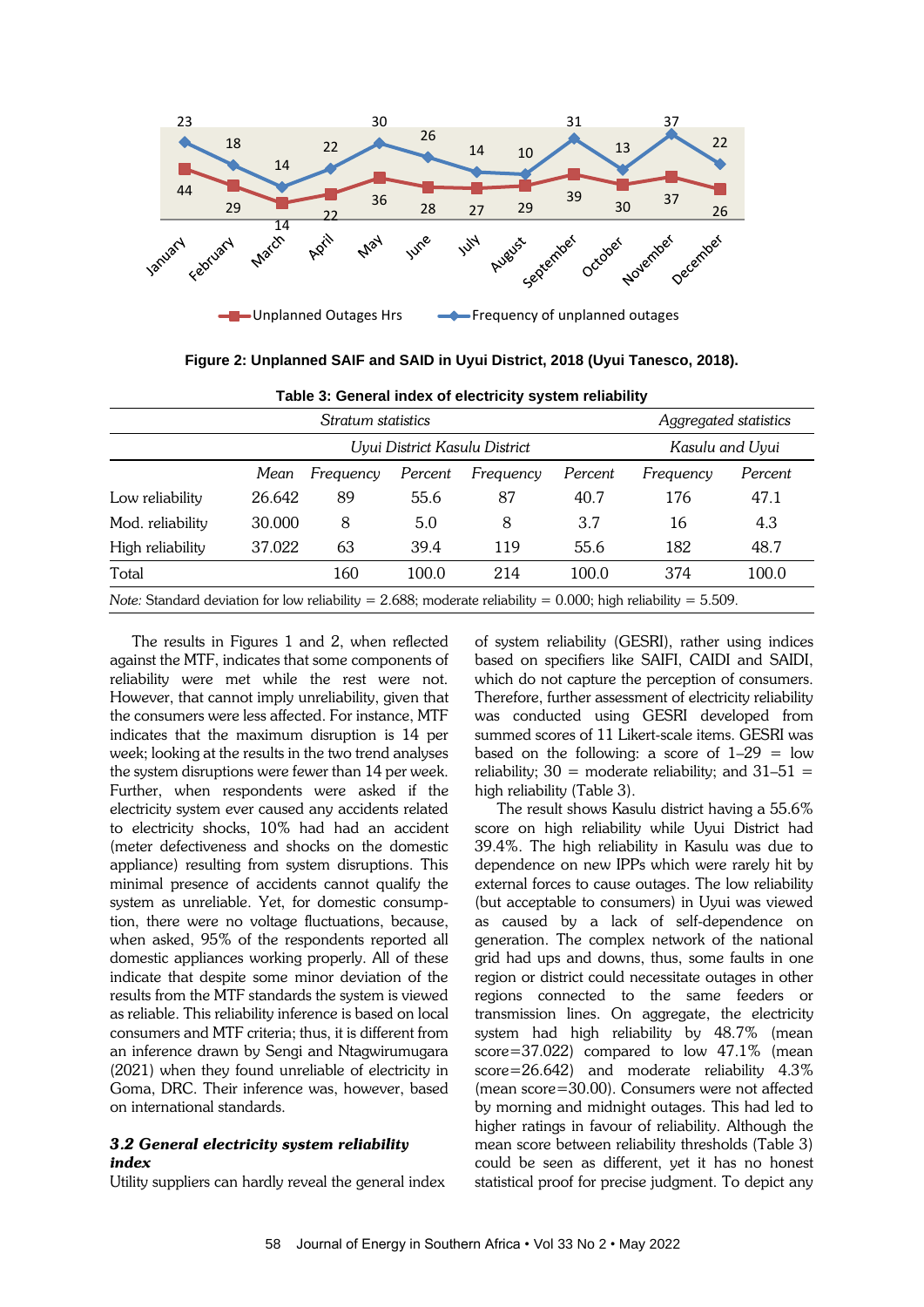**Figure 2: Unplanned SAIF and SAID in Uyui District, 2018 (Uyui Tanesco, 2018).**

**Table 3: General index of electricity system reliability**

| | *Stratum statistics* | | | | | *Aggregated statistics* | |
|---|---|---|---|---|---|---|---|
| | *Uyui District* | | | *Kasulu District* | | *Kasulu and Uyui* | |
| | *Mean* | *Frequency* | *Percent* | *Frequency* | *Percent* | *Frequency* | *Percent* |
| Low reliability | 26.642 | 89 | 55.6 | 87 | 40.7 | 176 | 47.1 |
| Mod. reliability | 30.000 | 8 | 5.0 | 8 | 3.7 | 16 | 4.3 |
| High reliability | 37.022 | 63 | 39.4 | 119 | 55.6 | 182 | 48.7 |
| Total | | 160 | 100.0 | 214 | 100.0 | 374 | 100.0 |

*Note:* Standard deviation for low reliability = 2.688; moderate reliability = 0.000; high reliability = 5.509.

The results in Figures 1 and 2, when reflected against the MTF, indicates that some components of reliability were met while the rest were not. However, that cannot imply unreliability, given that the consumers were less affected. For instance, MTF indicates that the maximum disruption is 14 per week; looking at the results in the two trend analyses the system disruptions were fewer than 14 per week. Further, when respondents were asked if the electricity system ever caused any accidents related to electricity shocks, 10% had had an accident (meter defectiveness and shocks on the domestic appliance) resulting from system disruptions. This minimal presence of accidents cannot qualify the system as unreliable. Yet, for domestic consumption, there were no voltage fluctuations, because, when asked, 95% of the respondents reported all domestic appliances working properly. All of these indicate that despite some minor deviation of the results from the MTF standards the system is viewed as reliable. This reliability inference is based on local consumers and MTF criteria; thus, it is different from an inference drawn by Sengi and Ntagwirumugara (2021) when they found unreliable of electricity in Goma, DRC. Their inference was, however, based on international standards.

### *3.2 General electricity system reliability index*

Utility suppliers can hardly reveal the general index of system reliability (GESRI), rather using indices based on specifiers like SAIFI, CAIDI and SAIDI, which do not capture the perception of consumers. Therefore, further assessment of electricity reliability was conducted using GESRI developed from summed scores of 11 Likert-scale items. GESRI was based on the following: a score of 1–29 = low reliability; 30 = moderate reliability; and 31–51 = high reliability (Table 3).

The result shows Kasulu district having a 55.6% score on high reliability while Uyui District had 39.4%. The high reliability in Kasulu was due to dependence on new IPPs which were rarely hit by external forces to cause outages. The low reliability (but acceptable to consumers) in Uyui was viewed as caused by a lack of self-dependence on generation. The complex network of the national grid had ups and downs, thus, some faults in one region or district could necessitate outages in other regions connected to the same feeders or transmission lines. On aggregate, the electricity system had high reliability by 48.7% (mean score=37.022) compared to low 47.1% (mean score=26.642) and moderate reliability 4.3% (mean score=30.00). Consumers were not affected by morning and midnight outages. This had led to higher ratings in favour of reliability. Although the mean score between reliability thresholds (Table 3) could be seen as different, yet it has no honest statistical proof for precise judgment. To depict any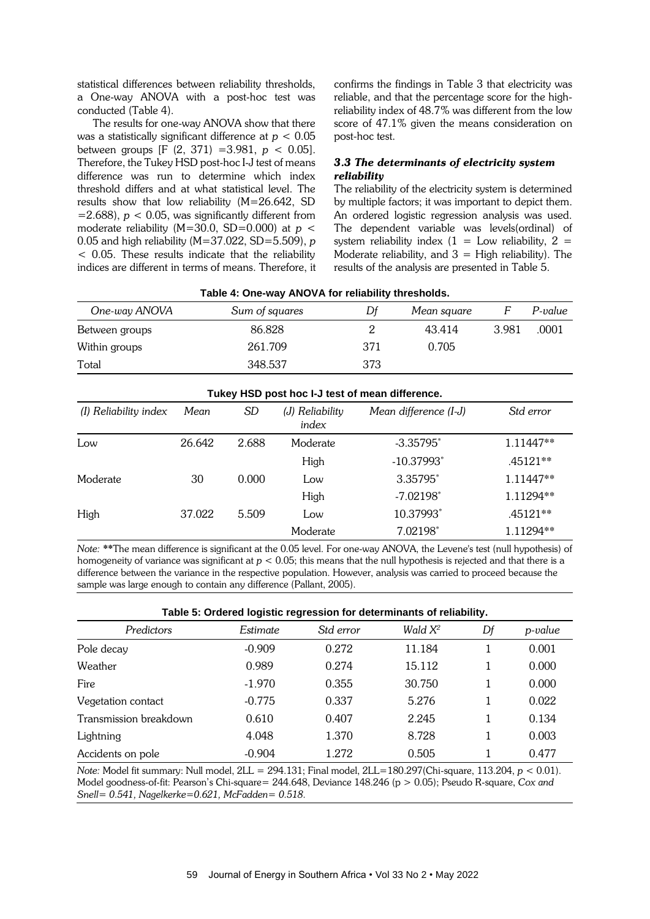statistical differences between reliability thresholds, a One-way ANOVA with a post-hoc test was conducted (Table 4).

The results for one-way ANOVA show that there was a statistically significant difference at $p < 0.05$ between groups [F (2, 371) =3.981, $p < 0.05$]. Therefore, the Tukey HSD post-hoc I-J test of means difference was run to determine which index threshold differs and at what statistical level. The results show that low reliability (M=26.642, SD =2.688), $p < 0.05$, was significantly different from moderate reliability (M=30.0, SD=0.000) at $p < 0.05$ and high reliability (M=37.022, SD=5.509), $p < 0.05$. These results indicate that the reliability indices are different in terms of means. Therefore, it confirms the findings in Table 3 that electricity was reliable, and that the percentage score for the high-reliability index of 48.7% was different from the low score of 47.1% given the means consideration on post-hoc test.

### *3.3 The determinants of electricity system reliability*

The reliability of the electricity system is determined by multiple factors; it was important to depict them. An ordered logistic regression analysis was used. The dependent variable was levels(ordinal) of system reliability index (1 = Low reliability, 2 = Moderate reliability, and 3 = High reliability). The results of the analysis are presented in Table 5.

**Table 4: One-way ANOVA for reliability thresholds.**

| *One-way ANOVA* | *Sum of squares* | *Df* | *Mean square* | *F* | *P-value* |
|---|---|---|---|---|---|
| Between groups | 86.828 | 2 | 43.414 | 3.981 | .0001 |
| Within groups | 261.709 | 371 | 0.705 | | |
| Total | 348.537 | 373 | | | |

**Tukey HSD post hoc I-J test of mean difference.**

| *(I) Reliability index* | *Mean* | *SD* | *(J) Reliability index* | *Mean difference (I-J)* | *Std error* |
|---|---|---|---|---|---|
| Low | 26.642 | 2.688 | Moderate | -3.35795* | 1.11447** |
| | | | High | -10.37993* | .45121** |
| Moderate | 30 | 0.000 | Low | 3.35795* | 1.11447** |
| | | | High | -7.02198* | 1.11294** |
| High | 37.022 | 5.509 | Low | 10.37993* | .45121** |
| | | | Moderate | 7.02198* | 1.11294** |

*Note:* **The mean difference is significant at the 0.05 level. For one-way ANOVA, the Levene's test (null hypothesis) of homogeneity of variance was significant at $p < 0.05$; this means that the null hypothesis is rejected and that there is a difference between the variance in the respective population. However, analysis was carried to proceed because the sample was large enough to contain any difference (Pallant, 2005).

**Table 5: Ordered logistic regression for determinants of reliability.**

| *Predictors* | *Estimate* | *Std error* | *Wald $X^2$* | *Df* | *p-value* |
|---|---|---|---|---|---|
| Pole decay | -0.909 | 0.272 | 11.184 | 1 | 0.001 |
| Weather | 0.989 | 0.274 | 15.112 | 1 | 0.000 |
| Fire | -1.970 | 0.355 | 30.750 | 1 | 0.000 |
| Vegetation contact | -0.775 | 0.337 | 5.276 | 1 | 0.022 |
| Transmission breakdown | 0.610 | 0.407 | 2.245 | 1 | 0.134 |
| Lightning | 4.048 | 1.370 | 8.728 | 1 | 0.003 |
| Accidents on pole | -0.904 | 1.272 | 0.505 | 1 | 0.477 |

*Note:* Model fit summary: Null model, 2LL = 294.131; Final model, 2LL=180.297(Chi-square, 113.204, $p < 0.01$). Model goodness-of-fit: Pearson's Chi-square= 244.648, Deviance 148.246 ($p > 0.05$); Pseudo R-square, *Cox and Snell= 0.541, Nagelkerke=0.621, McFadden= 0.518.*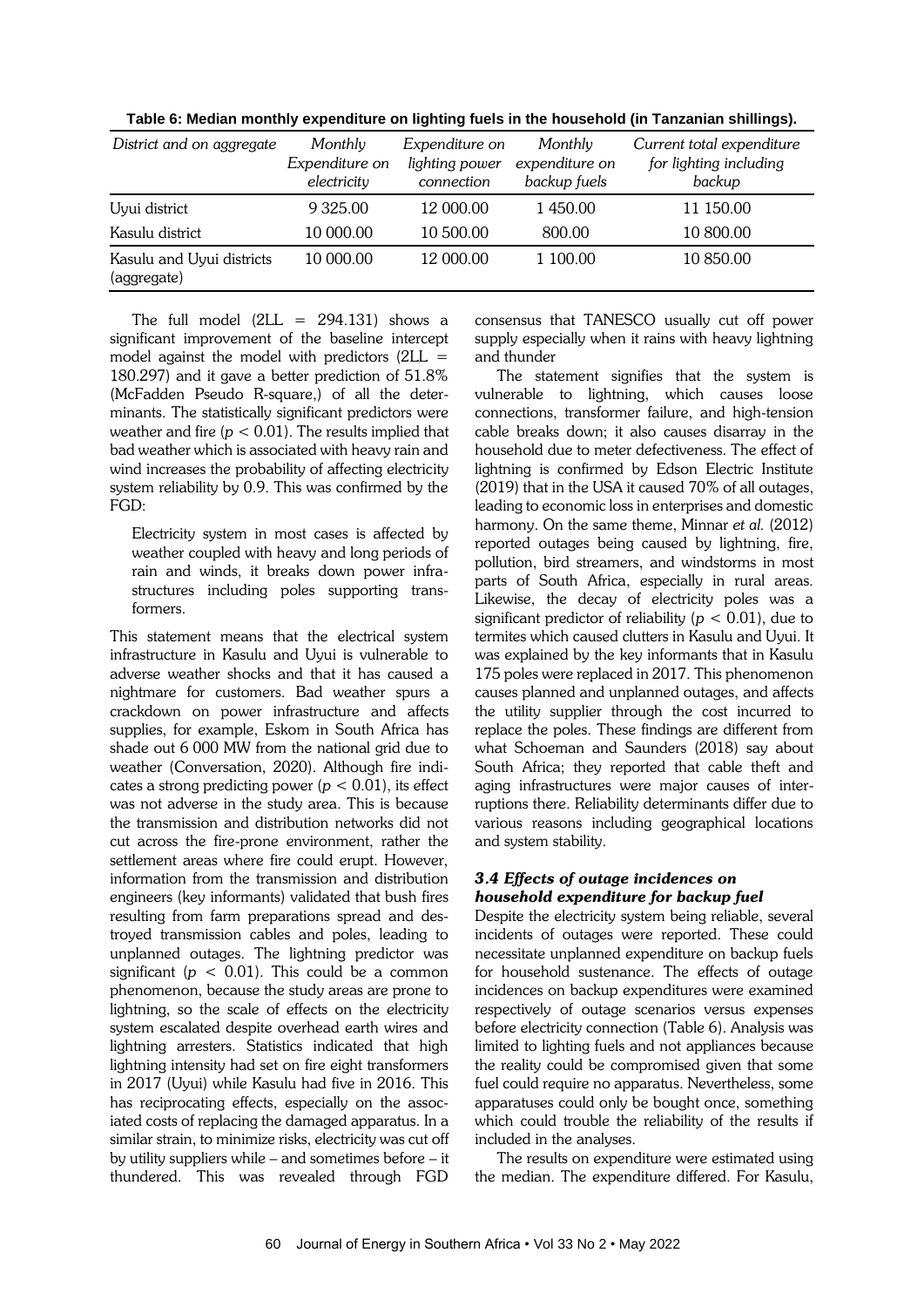**Table 6: Median monthly expenditure on lighting fuels in the household (in Tanzanian shillings).**

| *District and on aggregate* | *Monthly Expenditure on electricity* | *Expenditure on lighting power connection* | *Monthly expenditure on backup fuels* | *Current total expenditure for lighting including backup* |
|---|---|---|---|---|
| Uyui district | 9 325.00 | 12 000.00 | 1 450.00 | 11 150.00 |
| Kasulu district | 10 000.00 | 10 500.00 | 800.00 | 10 800.00 |
| Kasulu and Uyui districts (aggregate) | 10 000.00 | 12 000.00 | 1 100.00 | 10 850.00 |

The full model (2LL = 294.131) shows a significant improvement of the baseline intercept model against the model with predictors (2LL = 180.297) and it gave a better prediction of 51.8% (McFadden Pseudo R-square,) of all the determinants. The statistically significant predictors were weather and fire ($p < 0.01$). The results implied that bad weather which is associated with heavy rain and wind increases the probability of affecting electricity system reliability by 0.9. This was confirmed by the FGD:

> Electricity system in most cases is affected by weather coupled with heavy and long periods of rain and winds, it breaks down power infrastructures including poles supporting transformers.

This statement means that the electrical system infrastructure in Kasulu and Uyui is vulnerable to adverse weather shocks and that it has caused a nightmare for customers. Bad weather spurs a crackdown on power infrastructure and affects supplies, for example, Eskom in South Africa has shade out 6 000 MW from the national grid due to weather (Conversation, 2020). Although fire indicates a strong predicting power ($p < 0.01$), its effect was not adverse in the study area. This is because the transmission and distribution networks did not cut across the fire-prone environment, rather the settlement areas where fire could erupt. However, information from the transmission and distribution engineers (key informants) validated that bush fires resulting from farm preparations spread and destroyed transmission cables and poles, leading to unplanned outages. The lightning predictor was significant ($p < 0.01$). This could be a common phenomenon, because the study areas are prone to lightning, so the scale of effects on the electricity system escalated despite overhead earth wires and lightning arresters. Statistics indicated that high lightning intensity had set on fire eight transformers in 2017 (Uyui) while Kasulu had five in 2016. This has reciprocating effects, especially on the associated costs of replacing the damaged apparatus. In a similar strain, to minimize risks, electricity was cut off by utility suppliers while – and sometimes before – it thundered. This was revealed through FGD consensus that TANESCO usually cut off power supply especially when it rains with heavy lightning and thunder

The statement signifies that the system is vulnerable to lightning, which causes loose connections, transformer failure, and high-tension cable breaks down; it also causes disarray in the household due to meter defectiveness. The effect of lightning is confirmed by Edson Electric Institute (2019) that in the USA it caused 70% of all outages, leading to economic loss in enterprises and domestic harmony. On the same theme, Minnar *et al.* (2012) reported outages being caused by lightning, fire, pollution, bird streamers, and windstorms in most parts of South Africa, especially in rural areas. Likewise, the decay of electricity poles was a significant predictor of reliability ($p < 0.01$), due to termites which caused clutters in Kasulu and Uyui. It was explained by the key informants that in Kasulu 175 poles were replaced in 2017. This phenomenon causes planned and unplanned outages, and affects the utility supplier through the cost incurred to replace the poles. These findings are different from what Schoeman and Saunders (2018) say about South Africa; they reported that cable theft and aging infrastructures were major causes of interruptions there. Reliability determinants differ due to various reasons including geographical locations and system stability.

### *3.4 Effects of outage incidences on household expenditure for backup fuel*

Despite the electricity system being reliable, several incidents of outages were reported. These could necessitate unplanned expenditure on backup fuels for household sustenance. The effects of outage incidences on backup expenditures were examined respectively of outage scenarios versus expenses before electricity connection (Table 6). Analysis was limited to lighting fuels and not appliances because the reality could be compromised given that some fuel could require no apparatus. Nevertheless, some apparatuses could only be bought once, something which could trouble the reliability of the results if included in the analyses.

The results on expenditure were estimated using the median. The expenditure differed. For Kasulu,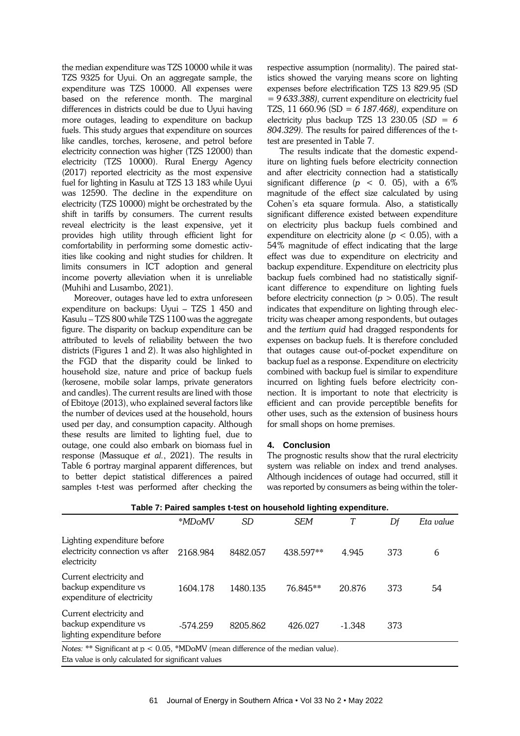the median expenditure was TZS 10000 while it was TZS 9325 for Uyui. On an aggregate sample, the expenditure was TZS 10000. All expenses were based on the reference month. The marginal differences in districts could be due to Uyui having more outages, leading to expenditure on backup fuels. This study argues that expenditure on sources like candles, torches, kerosene, and petrol before electricity connection was higher (TZS 12000) than electricity (TZS 10000). Rural Energy Agency (2017) reported electricity as the most expensive fuel for lighting in Kasulu at TZS 13 183 while Uyui was 12590. The decline in the expenditure on electricity (TZS 10000) might be orchestrated by the shift in tariffs by consumers. The current results reveal electricity is the least expensive, yet it provides high utility through efficient light for comfortability in performing some domestic activities like cooking and night studies for children. It limits consumers in ICT adoption and general income poverty alleviation when it is unreliable (Muhihi and Lusambo, 2021).

Moreover, outages have led to extra unforeseen expenditure on backups: Uyui – TZS 1 450 and Kasulu – TZS 800 while TZS 1100 was the aggregate figure. The disparity on backup expenditure can be attributed to levels of reliability between the two districts (Figures 1 and 2). It was also highlighted in the FGD that the disparity could be linked to household size, nature and price of backup fuels (kerosene, mobile solar lamps, private generators and candles). The current results are lined with those of Ebitoye (2013), who explained several factors like the number of devices used at the household, hours used per day, and consumption capacity. Although these results are limited to lighting fuel, due to outage, one could also embark on biomass fuel in response (Massuque *et al.*, 2021). The results in Table 6 portray marginal apparent differences, but to better depict statistical differences a paired samples t-test was performed after checking the respective assumption (normality). The paired statistics showed the varying means score on lighting expenses before electrification TZS 13 829.95 (SD = *9 633.388)*, current expenditure on electricity fuel TZS, 11 660.96 (SD = *6 187.468)*, expenditure on electricity plus backup TZS 13 230.05 (*SD = 6 804.329)*. The results for paired differences of the t-test are presented in Table 7.

The results indicate that the domestic expenditure on lighting fuels before electricity connection and after electricity connection had a statistically significant difference ($p < 0.05$), with a 6% magnitude of the effect size calculated by using Cohen's eta square formula. Also, a statistically significant difference existed between expenditure on electricity plus backup fuels combined and expenditure on electricity alone ($p < 0.05$), with a 54% magnitude of effect indicating that the large effect was due to expenditure on electricity and backup expenditure. Expenditure on electricity plus backup fuels combined had no statistically significant difference to expenditure on lighting fuels before electricity connection ($p > 0.05$). The result indicates that expenditure on lighting through electricity was cheaper among respondents, but outages and the *tertium quid* had dragged respondents for expenses on backup fuels. It is therefore concluded that outages cause out-of-pocket expenditure on backup fuel as a response. Expenditure on electricity combined with backup fuel is similar to expenditure incurred on lighting fuels before electricity connection. It is important to note that electricity is efficient and can provide perceptible benefits for other uses, such as the extension of business hours for small shops on home premises.

## 4. Conclusion

The prognostic results show that the rural electricity system was reliable on index and trend analyses. Although incidences of outage had occurred, still it was reported by consumers as being within the toler-

**Table 7: Paired samples t-test on household lighting expenditure.**

| | *\*MDoMV* | *SD* | *SEM* | *T* | *Df* | *Eta value* |
|---|---|---|---|---|---|---|
| Lighting expenditure before electricity connection vs after electricity | 2168.984 | 8482.057 | 438.597** | 4.945 | 373 | 6 |
| Current electricity and backup expenditure vs expenditure of electricity | 1604.178 | 1480.135 | 76.845** | 20.876 | 373 | 54 |
| Current electricity and backup expenditure vs lighting expenditure before | -574.259 | 8205.862 | 426.027 | -1.348 | 373 | |

*Notes:* ** Significant at $p < 0.05$, *MDoMV (mean difference of the median value).
Eta value is only calculated for significant values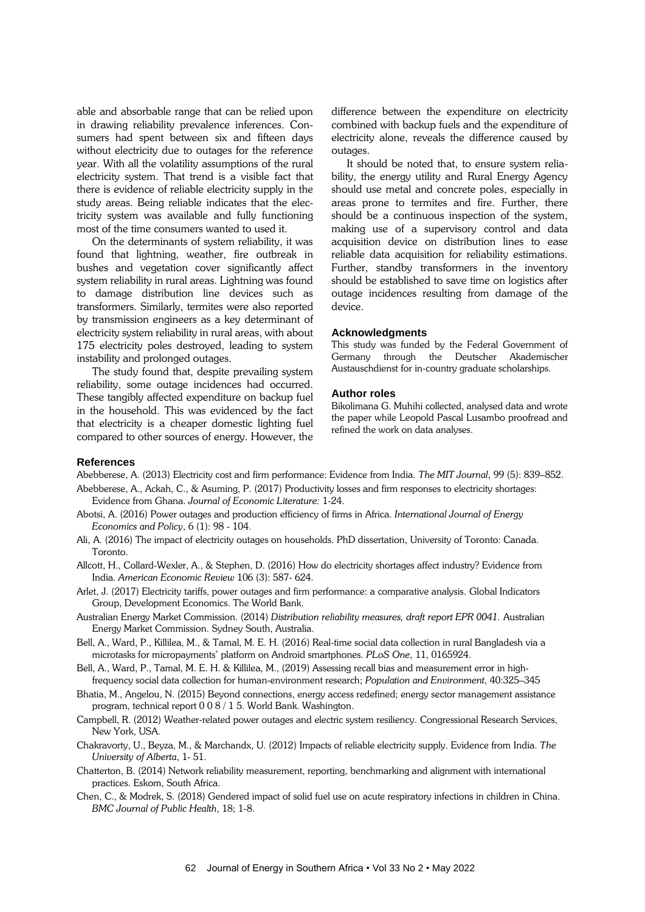able and absorbable range that can be relied upon in drawing reliability prevalence inferences. Consumers had spent between six and fifteen days without electricity due to outages for the reference year. With all the volatility assumptions of the rural electricity system. That trend is a visible fact that there is evidence of reliable electricity supply in the study areas. Being reliable indicates that the electricity system was available and fully functioning most of the time consumers wanted to used it.

On the determinants of system reliability, it was found that lightning, weather, fire outbreak in bushes and vegetation cover significantly affect system reliability in rural areas. Lightning was found to damage distribution line devices such as transformers. Similarly, termites were also reported by transmission engineers as a key determinant of electricity system reliability in rural areas, with about 175 electricity poles destroyed, leading to system instability and prolonged outages.

The study found that, despite prevailing system reliability, some outage incidences had occurred. These tangibly affected expenditure on backup fuel in the household. This was evidenced by the fact that electricity is a cheaper domestic lighting fuel compared to other sources of energy. However, the difference between the expenditure on electricity combined with backup fuels and the expenditure of electricity alone, reveals the difference caused by outages.

It should be noted that, to ensure system reliability, the energy utility and Rural Energy Agency should use metal and concrete poles, especially in areas prone to termites and fire. Further, there should be a continuous inspection of the system, making use of a supervisory control and data acquisition device on distribution lines to ease reliable data acquisition for reliability estimations. Further, standby transformers in the inventory should be established to save time on logistics after outage incidences resulting from damage of the device.

## Acknowledgments

This study was funded by the Federal Government of Germany through the Deutscher Akademischer Austauschdienst for in-country graduate scholarships.

## Author roles

Bikolimana G. Muhihi collected, analysed data and wrote the paper while Leopold Pascal Lusambo proofread and refined the work on data analyses.

## References

Abebberese, A. (2013) Electricity cost and firm performance: Evidence from India. *The MIT Journal*, 99 (5): 839–852.

Abebberese, A., Ackah, C., & Asuming, P. (2017) Productivity losses and firm responses to electricity shortages: Evidence from Ghana. *Journal of Economic Literature:* 1-24.

Abotsi, A. (2016) Power outages and production efficiency of firms in Africa. *International Journal of Energy Economics and Policy*, 6 (1): 98 - 104.

Ali, A. (2016) The impact of electricity outages on households. PhD dissertation, University of Toronto: Canada. Toronto.

Allcott, H., Collard-Wexler, A., & Stephen, D. (2016) How do electricity shortages affect industry? Evidence from India. *American Economic Review* 106 (3): 587- 624.

Arlet, J. (2017) Electricity tariffs, power outages and firm performance: a comparative analysis. Global Indicators Group, Development Economics. The World Bank.

Australian Energy Market Commission. (2014) *Distribution reliability measures, draft report EPR 0041.* Australian Energy Market Commission. Sydney South, Australia.

Bell, A., Ward, P., Killilea, M., & Tamal, M. E. H. (2016) Real-time social data collection in rural Bangladesh via a microtasks for micropayments' platform on Android smartphones. *PLoS One*, 11, 0165924.

Bell, A., Ward, P., Tamal, M. E. H. & Killilea, M., (2019) Assessing recall bias and measurement error in high-frequency social data collection for human-environment research; *Population and Environment*, 40:325–345

Bhatia, M., Angelou, N. (2015) Beyond connections, energy access redefined; energy sector management assistance program, technical report 0 0 8 / 1 5. World Bank. Washington.

Campbell, R. (2012) Weather-related power outages and electric system resiliency. Congressional Research Services, New York, USA.

Chakravorty, U., Beyza, M., & Marchandx, U. (2012) Impacts of reliable electricity supply. Evidence from India. *The University of Alberta*, 1- 51.

Chatterton, B. (2014) Network reliability measurement, reporting, benchmarking and alignment with international practices. Eskom, South Africa.

Chen, C., & Modrek, S. (2018) Gendered impact of solid fuel use on acute respiratory infections in children in China. *BMC Journal of Public Health*, 18; 1-8.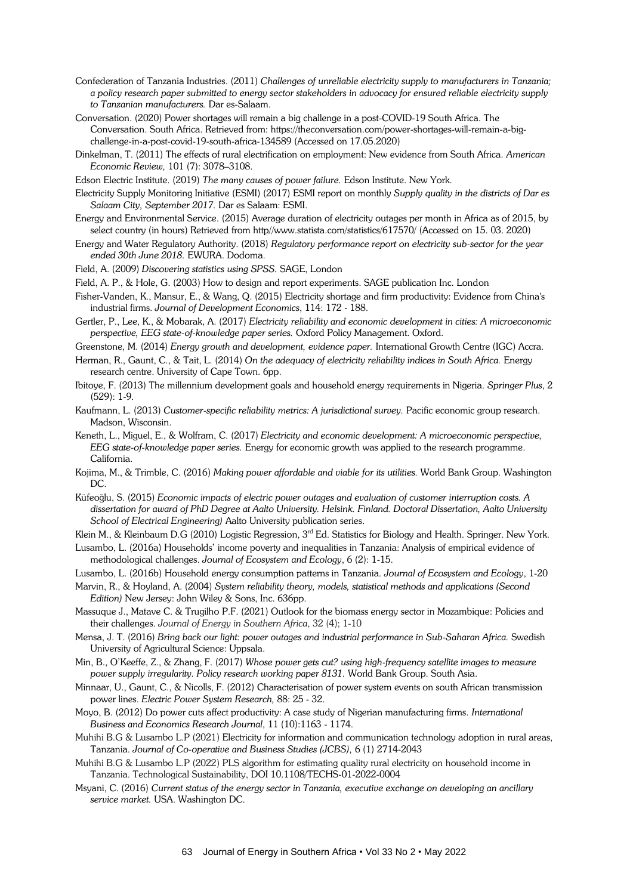Confederation of Tanzania Industries. (2011) *Challenges of unreliable electricity supply to manufacturers in Tanzania; a policy research paper submitted to energy sector stakeholders in advocacy for ensured reliable electricity supply to Tanzanian manufacturers.* Dar es-Salaam.

Conversation. (2020) Power shortages will remain a big challenge in a post-COVID-19 South Africa. The Conversation. South Africa. Retrieved from: https://theconversation.com/power-shortages-will-remain-a-big-challenge-in-a-post-covid-19-south-africa-134589 (Accessed on 17.05.2020)

Dinkelman, T. (2011) The effects of rural electrification on employment: New evidence from South Africa. *American Economic Review,* 101 (7): 3078–3108.

Edson Electric Institute. (2019) *The many causes of power failure.* Edson Institute. New York.

Electricity Supply Monitoring Initiative (ESMI) (2017) ESMI report on monthly *Supply quality in the districts of Dar es Salaam City, September 2017.* Dar es Salaam: ESMI.

Energy and Environmental Service. (2015) Average duration of electricity outages per month in Africa as of 2015, by select country (in hours) Retrieved from http//www.statista.com/statistics/617570/ (Accessed on 15. 03. 2020)

Energy and Water Regulatory Authority. (2018) *Regulatory performance report on electricity sub-sector for the year ended 30th June 2018.* EWURA. Dodoma.

Field, A. (2009) *Discovering statistics using SPSS.* SAGE, London

Field, A. P., & Hole, G. (2003) How to design and report experiments. SAGE publication Inc. London

Fisher-Vanden, K., Mansur, E., & Wang, Q. (2015) Electricity shortage and firm productivity: Evidence from China's industrial firms. *Journal of Development Economics*, 114: 172 - 188.

Gertler, P., Lee, K., & Mobarak, A. (2017) *Electricity reliability and economic development in cities: A microeconomic perspective, EEG state-of-knowledge paper series.* Oxford Policy Management. Oxford.

Greenstone, M. (2014) *Energy growth and development, evidence paper.* International Growth Centre (IGC) Accra.

Herman, R., Gaunt, C., & Tait, L. (2014) *On the adequacy of electricity reliability indices in South Africa.* Energy research centre. University of Cape Town. 6pp.

Ibitoye, F. (2013) The millennium development goals and household energy requirements in Nigeria. *Springer Plus*, 2 (529): 1-9.

Kaufmann, L. (2013) *Customer-specific reliability metrics: A jurisdictional survey.* Pacific economic group research. Madson, Wisconsin.

Keneth, L., Miguel, E., & Wolfram, C. (2017) *Electricity and economic development: A microeconomic perspective, EEG state-of-knowledge paper series.* Energy for economic growth was applied to the research programme. California.

Kojima, M., & Trimble, C. (2016) *Making power affordable and viable for its utilities.* World Bank Group. Washington DC.

Küfeoğlu, S. (2015) *Economic impacts of electric power outages and evaluation of customer interruption costs. A dissertation for award of PhD Degree at Aalto University. Helsink. Finland. Doctoral Dissertation, Aalto University School of Electrical Engineering)* Aalto University publication series.

Klein M., & Kleinbaum D.G (2010) Logistic Regression, 3rd Ed. Statistics for Biology and Health. Springer. New York.

Lusambo, L. (2016a) Households' income poverty and inequalities in Tanzania: Analysis of empirical evidence of methodological challenges. *Journal of Ecosystem and Ecology*, 6 (2): 1-15.

Lusambo, L. (2016b) Household energy consumption patterns in Tanzania. *Journal of Ecosystem and Ecology*, 1-20

Marvin, R., & Hoyland, A. (2004) *System reliability theory, models, statistical methods and applications (Second Edition)* New Jersey: John Wiley & Sons, Inc. 636pp.

Massuque J., Matave C. & Trugilho P.F. (2021) Outlook for the biomass energy sector in Mozambique: Policies and their challenges. *Journal of Energy in Southern Africa*, 32 (4); 1-10

Mensa, J. T. (2016) *Bring back our light: power outages and industrial performance in Sub-Saharan Africa.* Swedish University of Agricultural Science: Uppsala.

Min, B., O'Keeffe, Z., & Zhang, F. (2017) *Whose power gets cut? using high-frequency satellite images to measure power supply irregularity. Policy research working paper 8131.* World Bank Group. South Asia.

Minnaar, U., Gaunt, C., & Nicolls, F. (2012) Characterisation of power system events on south African transmission power lines. *Electric Power System Research,* 88: 25 - 32.

Moyo, B. (2012) Do power cuts affect productivity: A case study of Nigerian manufacturing firms. *International Business and Economics Research Journal*, 11 (10):1163 - 1174.

Muhihi B.G & Lusambo L.P (2021) Electricity for information and communication technology adoption in rural areas, Tanzania. *Journal of Co-operative and Business Studies (JCBS),* 6 (1) 2714-2043

Muhihi B.G & Lusambo L.P (2022) PLS algorithm for estimating quality rural electricity on household income in Tanzania. Technological Sustainability, DOI 10.1108/TECHS-01-2022-0004

Msyani, C. (2016) *Current status of the energy sector in Tanzania, executive exchange on developing an ancillary service market.* USA. Washington DC.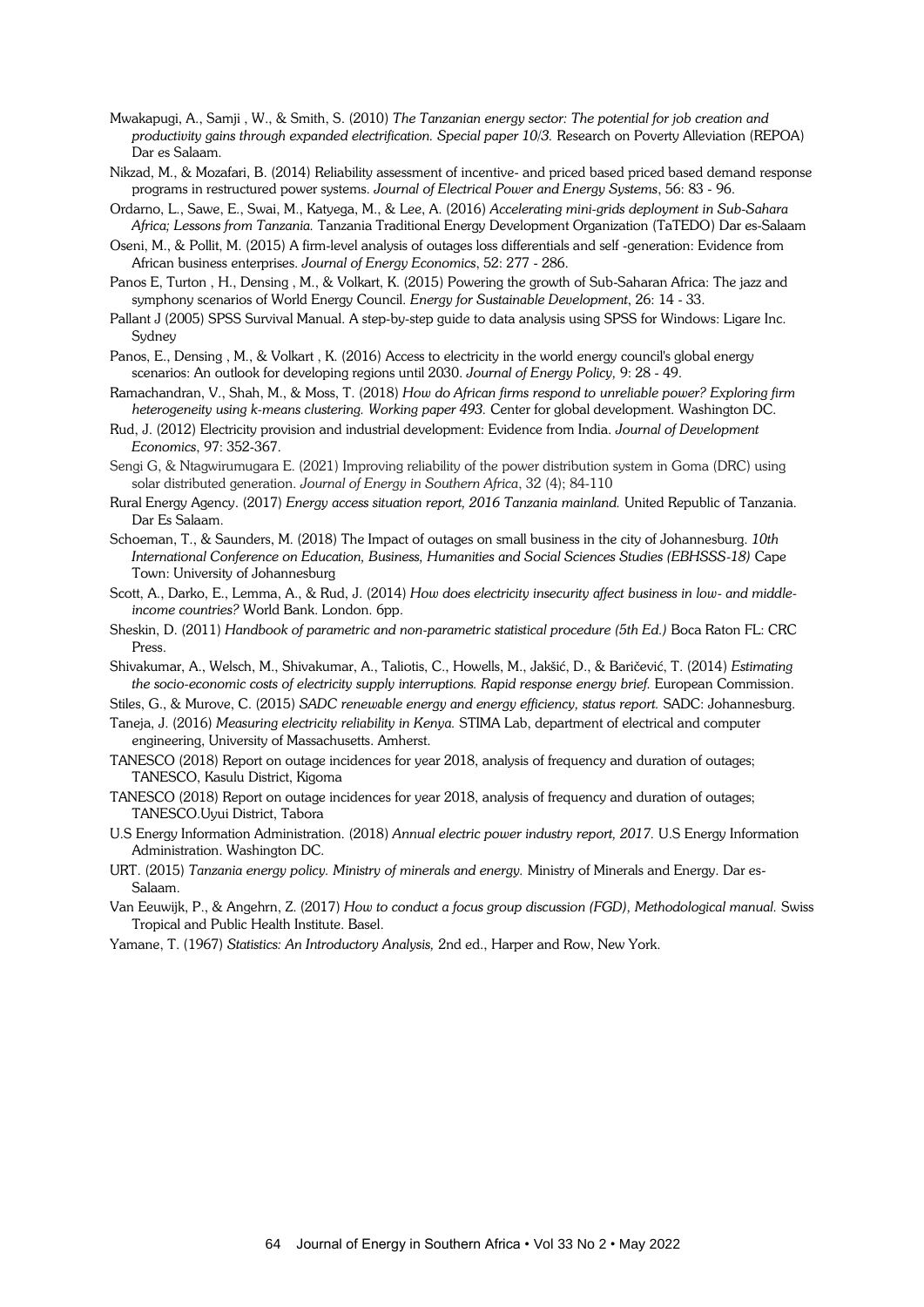Mwakapugi, A., Samji , W., & Smith, S. (2010) *The Tanzanian energy sector: The potential for job creation and productivity gains through expanded electrification. Special paper 10/3.* Research on Poverty Alleviation (REPOA) Dar es Salaam.

Nikzad, M., & Mozafari, B. (2014) Reliability assessment of incentive- and priced based priced based demand response programs in restructured power systems. *Journal of Electrical Power and Energy Systems*, 56: 83 - 96.

Ordarno, L., Sawe, E., Swai, M., Katyega, M., & Lee, A. (2016) *Accelerating mini-grids deployment in Sub-Sahara Africa; Lessons from Tanzania.* Tanzania Traditional Energy Development Organization (TaTEDO) Dar es-Salaam

Oseni, M., & Pollit, M. (2015) A firm-level analysis of outages loss differentials and self -generation: Evidence from African business enterprises. *Journal of Energy Economics*, 52: 277 - 286.

Panos E, Turton , H., Densing , M., & Volkart, K. (2015) Powering the growth of Sub-Saharan Africa: The jazz and symphony scenarios of World Energy Council. *Energy for Sustainable Development*, 26: 14 - 33.

Pallant J (2005) SPSS Survival Manual. A step-by-step guide to data analysis using SPSS for Windows: Ligare Inc. Sydney

Panos, E., Densing , M., & Volkart , K. (2016) Access to electricity in the world energy council's global energy scenarios: An outlook for developing regions until 2030. *Journal of Energy Policy,* 9: 28 - 49.

Ramachandran, V., Shah, M., & Moss, T. (2018) *How do African firms respond to unreliable power? Exploring firm heterogeneity using k-means clustering. Working paper 493.* Center for global development. Washington DC.

Rud, J. (2012) Electricity provision and industrial development: Evidence from India. *Journal of Development Economics*, 97: 352-367.

Sengi G, & Ntagwirumugara E. (2021) Improving reliability of the power distribution system in Goma (DRC) using solar distributed generation. *Journal of Energy in Southern Africa*, 32 (4); 84-110

Rural Energy Agency. (2017) *Energy access situation report, 2016 Tanzania mainland.* United Republic of Tanzania. Dar Es Salaam.

Schoeman, T., & Saunders, M. (2018) The Impact of outages on small business in the city of Johannesburg. *10th International Conference on Education, Business, Humanities and Social Sciences Studies (EBHSSS-18)* Cape Town: University of Johannesburg

Scott, A., Darko, E., Lemma, A., & Rud, J. (2014) *How does electricity insecurity affect business in low- and middle-income countries?* World Bank. London. 6pp.

Sheskin, D. (2011) *Handbook of parametric and non-parametric statistical procedure (5th Ed.)* Boca Raton FL: CRC Press.

Shivakumar, A., Welsch, M., Shivakumar, A., Taliotis, C., Howells, M., Jakšić, D., & Baričević, T. (2014) *Estimating the socio-economic costs of electricity supply interruptions. Rapid response energy brief.* European Commission.

Stiles, G., & Murove, C. (2015) *SADC renewable energy and energy efficiency, status report.* SADC: Johannesburg.

Taneja, J. (2016) *Measuring electricity reliability in Kenya.* STIMA Lab, department of electrical and computer engineering, University of Massachusetts. Amherst.

TANESCO (2018) Report on outage incidences for year 2018, analysis of frequency and duration of outages; TANESCO, Kasulu District, Kigoma

TANESCO (2018) Report on outage incidences for year 2018, analysis of frequency and duration of outages; TANESCO.Uyui District, Tabora

U.S Energy Information Administration. (2018) *Annual electric power industry report, 2017.* U.S Energy Information Administration. Washington DC.

URT. (2015) *Tanzania energy policy. Ministry of minerals and energy.* Ministry of Minerals and Energy. Dar es-Salaam.

Van Eeuwijk, P., & Angehrn, Z. (2017) *How to conduct a focus group discussion (FGD), Methodological manual.* Swiss Tropical and Public Health Institute. Basel.

Yamane, T. (1967) *Statistics: An Introductory Analysis,* 2nd ed., Harper and Row, New York.